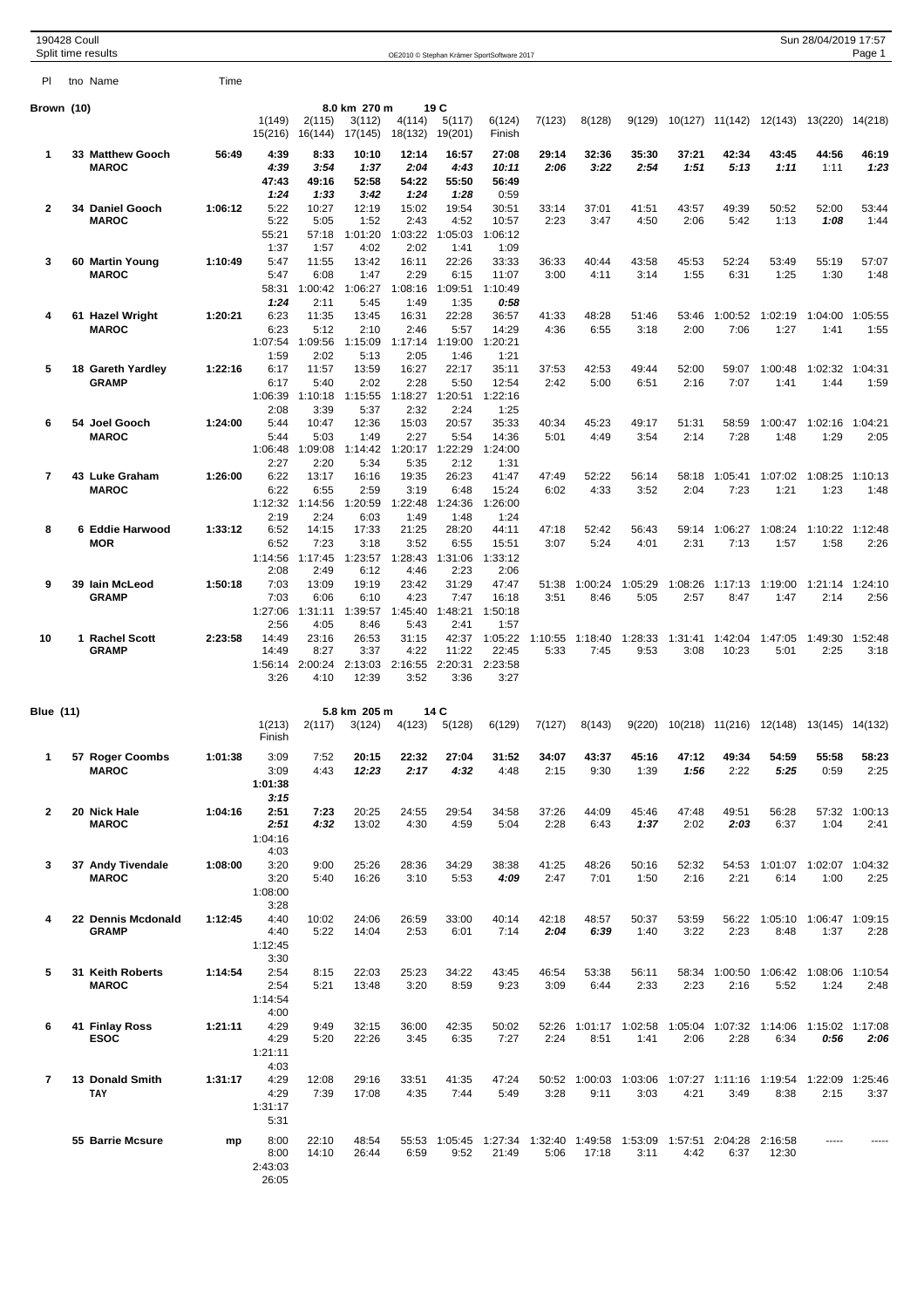190428 Coull

Split time results

OE2010 © Stephan Krämer SportSoftware 2017

## Brown (10)

8.0 km 270 m 19 C

| Pl | tno | Name | Time | 1(149) | 2(115) | 3(112) | 4(114) | 5(117) | 6(124) | 7(123) | 8(128) | 9(129) | 10(127) | 11(142) | 12(143) | 13(220) | 14(218) | 15(216) | 16(144) | 17(145) | 18(132) | 19(201) | Finish |
|---|---|---|---|---|---|---|---|---|---|---|---|---|---|---|---|---|---|---|---|---|---|---|---|
| **1** | **33** | **Matthew Gooch** | **56:49** | 4:39 | 8:33 | 10:10 | 12:14 | 16:57 | 27:08 | 29:14 | 32:36 | 35:30 | 37:21 | 42:34 | 43:45 | 44:56 | 46:19 | 47:43 | 49:16 | 52:58 | 54:22 | 55:50 | 56:49 |
| | | **MAROC** | | 4:39 | 3:54 | 1:37 | 2:04 | 4:43 | 10:11 | 2:06 | 3:22 | 2:54 | 1:51 | 5:13 | 1:11 | 1:11 | 1:23 | 1:24 | 1:33 | 3:42 | 1:24 | 1:28 | 0:59 |
| **2** | **34** | **Daniel Gooch** | **1:06:12** | 5:22 | 10:27 | 12:19 | 15:02 | 19:54 | 30:51 | 33:14 | 37:01 | 41:51 | 43:57 | 49:39 | 50:52 | 52:00 | 53:44 | 55:21 | 57:18 | 1:01:20 | 1:03:22 | 1:05:03 | 1:06:12 |
| | | **MAROC** | | 5:22 | 5:05 | 1:52 | 2:43 | 4:52 | 10:57 | 2:23 | 3:47 | 4:50 | 2:06 | 5:42 | 1:13 | 1:08 | 1:44 | 1:37 | 1:57 | 4:02 | 2:02 | 1:41 | 1:09 |
| **3** | **60** | **Martin Young** | **1:10:49** | 5:47 | 11:55 | 13:42 | 16:11 | 22:26 | 33:33 | 36:33 | 40:44 | 43:58 | 45:53 | 52:24 | 53:49 | 55:19 | 57:07 | 58:31 | 1:00:42 | 1:06:27 | 1:08:16 | 1:09:51 | 1:10:49 |
| | | **MAROC** | | 5:47 | 6:08 | 1:47 | 2:29 | 6:15 | 11:07 | 3:00 | 4:11 | 3:14 | 1:55 | 6:31 | 1:25 | 1:30 | 1:48 | 1:24 | 2:11 | 5:45 | 1:49 | 1:35 | 0:58 |
| **4** | **61** | **Hazel Wright** | **1:20:21** | 6:23 | 11:35 | 13:45 | 16:31 | 22:28 | 36:57 | 41:33 | 48:28 | 51:46 | 53:46 | 1:00:52 | 1:02:19 | 1:04:00 | 1:05:55 | 1:07:54 | 1:09:56 | 1:15:09 | 1:17:14 | 1:19:00 | 1:20:21 |
| | | **MAROC** | | 6:23 | 5:12 | 2:10 | 2:46 | 5:57 | 14:29 | 4:36 | 6:55 | 3:18 | 2:00 | 7:06 | 1:27 | 1:41 | 1:55 | 1:59 | 2:02 | 5:13 | 2:05 | 1:46 | 1:21 |
| **5** | **18** | **Gareth Yardley** | **1:22:16** | 6:17 | 11:57 | 13:59 | 16:27 | 22:17 | 35:11 | 37:53 | 42:53 | 49:44 | 52:00 | 59:07 | 1:00:48 | 1:02:32 | 1:04:31 | 1:06:39 | 1:10:18 | 1:15:55 | 1:18:27 | 1:20:51 | 1:22:16 |
| | | **GRAMP** | | 6:17 | 5:40 | 2:02 | 2:28 | 5:50 | 12:54 | 2:42 | 5:00 | 6:51 | 2:16 | 7:07 | 1:41 | 1:44 | 1:59 | 2:08 | 3:39 | 5:37 | 2:32 | 2:24 | 1:25 |
| **6** | **54** | **Joel Gooch** | **1:24:00** | 5:44 | 10:47 | 12:36 | 15:03 | 20:57 | 35:33 | 40:34 | 45:23 | 49:17 | 51:31 | 58:59 | 1:00:47 | 1:02:16 | 1:04:21 | 1:06:48 | 1:09:08 | 1:14:42 | 1:20:17 | 1:22:29 | 1:24:00 |
| | | **MAROC** | | 5:44 | 5:03 | 1:49 | 2:27 | 5:54 | 14:36 | 5:01 | 4:49 | 3:54 | 2:14 | 7:28 | 1:48 | 1:29 | 2:05 | 2:27 | 2:20 | 5:34 | 5:35 | 2:12 | 1:31 |
| **7** | **43** | **Luke Graham** | **1:26:00** | 6:22 | 13:17 | 16:16 | 19:35 | 26:23 | 41:47 | 47:49 | 52:22 | 56:14 | 58:18 | 1:05:41 | 1:07:02 | 1:08:25 | 1:10:13 | 1:12:32 | 1:14:56 | 1:20:59 | 1:22:48 | 1:24:36 | 1:26:00 |
| | | **MAROC** | | 6:22 | 6:55 | 2:59 | 3:19 | 6:48 | 15:24 | 6:02 | 4:33 | 3:52 | 2:04 | 7:23 | 1:21 | 1:23 | 1:48 | 2:19 | 2:24 | 6:03 | 1:49 | 1:48 | 1:24 |
| **8** | **6** | **Eddie Harwood** | **1:33:12** | 6:52 | 14:15 | 17:33 | 21:25 | 28:20 | 44:11 | 47:18 | 52:42 | 56:43 | 59:14 | 1:06:27 | 1:08:24 | 1:10:22 | 1:12:48 | 1:14:56 | 1:17:45 | 1:23:57 | 1:28:43 | 1:31:06 | 1:33:12 |
| | | **MOR** | | 6:52 | 7:23 | 3:18 | 3:52 | 6:55 | 15:51 | 3:07 | 5:24 | 4:01 | 2:31 | 7:13 | 1:57 | 1:58 | 2:26 | 2:08 | 2:49 | 6:12 | 4:46 | 2:23 | 2:06 |
| **9** | **39** | **Iain McLeod** | **1:50:18** | 7:03 | 13:09 | 19:19 | 23:42 | 31:29 | 47:47 | 51:38 | 1:00:24 | 1:05:29 | 1:08:26 | 1:17:13 | 1:19:00 | 1:21:14 | 1:24:10 | 1:27:06 | 1:31:11 | 1:39:57 | 1:45:40 | 1:48:21 | 1:50:18 |
| | | **GRAMP** | | 7:03 | 6:06 | 6:10 | 4:23 | 7:47 | 16:18 | 3:51 | 8:46 | 5:05 | 2:57 | 8:47 | 1:47 | 2:14 | 2:56 | 2:56 | 4:05 | 8:46 | 5:43 | 2:41 | 1:57 |
| **10** | **1** | **Rachel Scott** | **2:23:58** | 14:49 | 23:16 | 26:53 | 31:15 | 42:37 | 1:05:22 | 1:10:55 | 1:18:40 | 1:28:33 | 1:31:41 | 1:42:04 | 1:47:05 | 1:49:30 | 1:52:48 | 1:56:14 | 2:00:24 | 2:13:03 | 2:16:55 | 2:20:31 | 2:23:58 |
| | | **GRAMP** | | 14:49 | 8:27 | 3:37 | 4:22 | 11:22 | 22:45 | 5:33 | 7:45 | 9:53 | 3:08 | 10:23 | 5:01 | 2:25 | 3:18 | 3:26 | 4:10 | 12:39 | 3:52 | 3:36 | 3:27 |

## Blue (11)

5.8 km 205 m 14 C

| Pl | tno | Name | Time | 1(213) | 2(117) | 3(124) | 4(123) | 5(128) | 6(129) | 7(127) | 8(143) | 9(220) | 10(218) | 11(216) | 12(148) | 13(145) | 14(132) | Finish |
|---|---|---|---|---|---|---|---|---|---|---|---|---|---|---|---|---|---|---|
| **1** | **57** | **Roger Coombs** | **1:01:38** | 3:09 | 7:52 | 20:15 | 22:32 | 27:04 | 31:52 | 34:07 | 43:37 | 45:16 | 47:12 | 49:34 | 54:59 | 55:58 | 58:23 | 1:01:38 |
| | | **MAROC** | | 3:09 | 4:43 | 12:23 | 2:17 | 4:32 | 4:48 | 2:15 | 9:30 | 1:39 | 1:56 | 2:22 | 5:25 | 0:59 | 2:25 | 3:15 |
| **2** | **20** | **Nick Hale** | **1:04:16** | 2:51 | 7:23 | 20:25 | 24:55 | 29:54 | 34:58 | 37:26 | 44:09 | 45:46 | 47:48 | 49:51 | 56:28 | 57:32 | 1:00:13 | 1:04:16 |
| | | **MAROC** | | 2:51 | 4:32 | 13:02 | 4:30 | 4:59 | 5:04 | 2:28 | 6:43 | 1:37 | 2:02 | 2:03 | 6:37 | 1:04 | 2:41 | 4:03 |
| **3** | **37** | **Andy Tivendale** | **1:08:00** | 3:20 | 9:00 | 25:26 | 28:36 | 34:29 | 38:38 | 41:25 | 48:26 | 50:16 | 52:32 | 54:53 | 1:01:07 | 1:02:07 | 1:04:32 | 1:08:00 |
| | | **MAROC** | | 3:20 | 5:40 | 16:26 | 3:10 | 5:53 | 4:09 | 2:47 | 7:01 | 1:50 | 2:16 | 2:21 | 6:14 | 1:00 | 2:25 | 3:28 |
| **4** | **22** | **Dennis Mcdonald** | **1:12:45** | 4:40 | 10:02 | 24:06 | 26:59 | 33:00 | 40:14 | 42:18 | 48:57 | 50:37 | 53:59 | 56:22 | 1:05:10 | 1:06:47 | 1:09:15 | 1:12:45 |
| | | **GRAMP** | | 4:40 | 5:22 | 14:04 | 2:53 | 6:01 | 7:14 | 2:04 | 6:39 | 1:40 | 3:22 | 2:23 | 8:48 | 1:37 | 2:28 | 3:30 |
| **5** | **31** | **Keith Roberts** | **1:14:54** | 2:54 | 8:15 | 22:03 | 25:23 | 34:22 | 43:45 | 46:54 | 53:38 | 56:11 | 58:34 | 1:00:50 | 1:06:42 | 1:08:06 | 1:10:54 | 1:14:54 |
| | | **MAROC** | | 2:54 | 5:21 | 13:48 | 3:20 | 8:59 | 9:23 | 3:09 | 6:44 | 2:33 | 2:23 | 2:16 | 5:52 | 1:24 | 2:48 | 4:00 |
| **6** | **41** | **Finlay Ross** | **1:21:11** | 4:29 | 9:49 | 32:15 | 36:00 | 42:35 | 50:02 | 52:26 | 1:01:17 | 1:02:58 | 1:05:04 | 1:07:32 | 1:14:06 | 1:15:02 | 1:17:08 | 1:21:11 |
| | | **ESOC** | | 4:29 | 5:20 | 22:26 | 3:45 | 6:35 | 7:27 | 2:24 | 8:51 | 1:41 | 2:06 | 2:28 | 6:34 | 0:56 | 2:06 | 4:03 |
| **7** | **13** | **Donald Smith** | **1:31:17** | 4:29 | 12:08 | 29:16 | 33:51 | 41:35 | 47:24 | 50:52 | 1:00:03 | 1:03:06 | 1:07:27 | 1:11:16 | 1:19:54 | 1:22:09 | 1:25:46 | 1:31:17 |
| | | **TAY** | | 4:29 | 7:39 | 17:08 | 4:35 | 7:44 | 5:49 | 3:28 | 9:11 | 3:03 | 4:21 | 3:49 | 8:38 | 2:15 | 3:37 | 5:31 |
| | **55** | **Barrie Mcsure** | **mp** | 8:00 | 22:10 | 48:54 | 55:53 | 1:05:45 | 1:27:34 | 1:32:40 | 1:49:58 | 1:53:09 | 1:57:51 | 2:04:28 | 2:16:58 | ----- | ----- | 2:43:03 |
| | | | | 8:00 | 14:10 | 26:44 | 6:59 | 9:52 | 21:49 | 5:06 | 17:18 | 3:11 | 4:42 | 6:37 | 12:30 | | | 26:05 |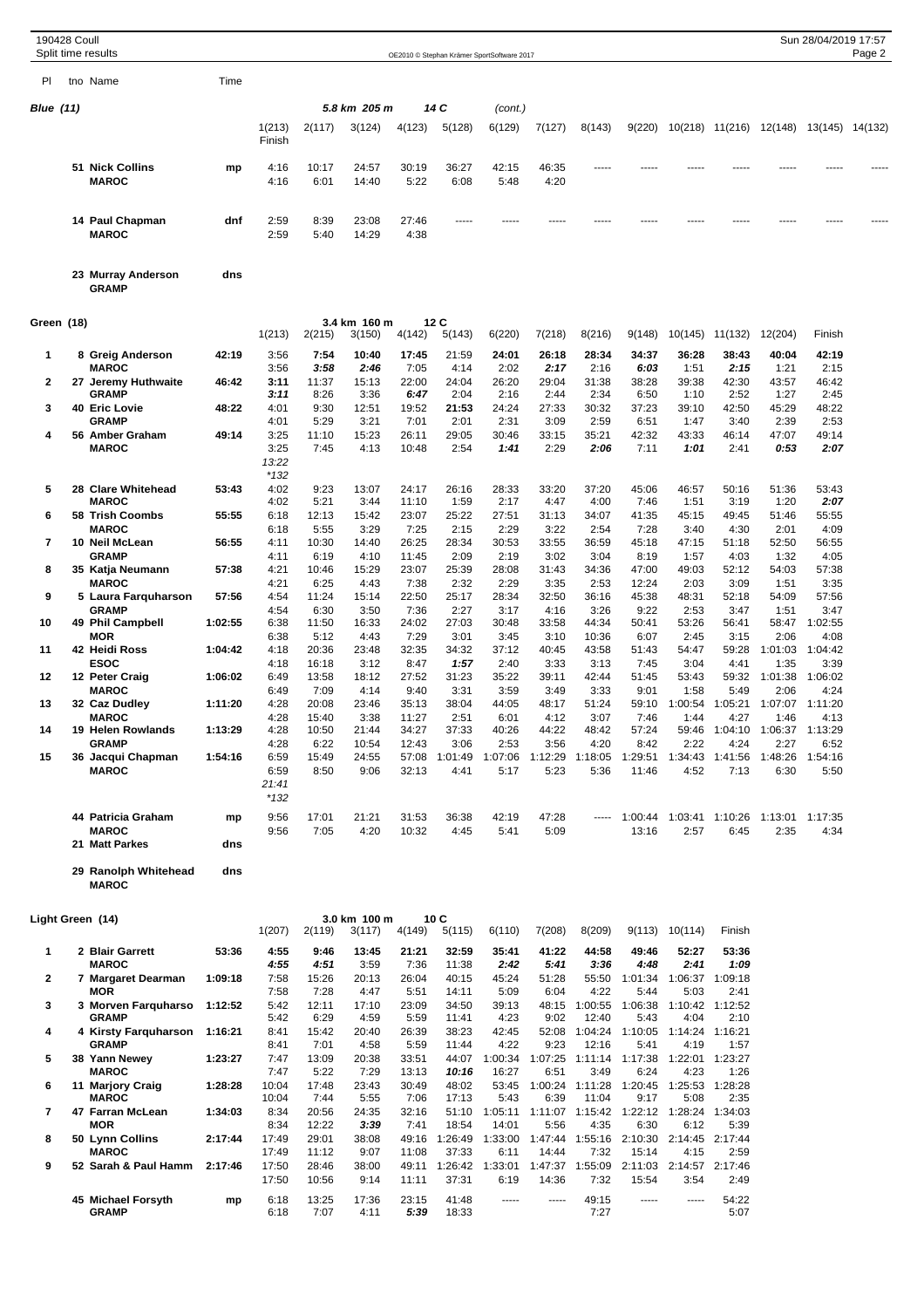190428 Coull
Split time results

OE2010 © Stephan Krämer SportSoftware 2017

Sun 28/04/2019 17:57

## Blue (11) — 5.8 km 205 m, 14 C (cont.)

| Pl | tno | Name | Time | 1(213) Finish | 2(117) | 3(124) | 4(123) | 5(128) | 6(129) | 7(127) | 8(143) | 9(220) | 10(218) | 11(216) | 12(148) | 13(145) | 14(132) |
|---|---|---|---|---|---|---|---|---|---|---|---|---|---|---|---|---|---|
| | 51 | **Nick Collins** | mp | 4:16 | 10:17 | 24:57 | 30:19 | 36:27 | 42:15 | 46:35 | ----- | ----- | ----- | ----- | ----- | ----- | ----- |
| | | **MAROC** | | 4:16 | 6:01 | 14:40 | 5:22 | 6:08 | 5:48 | 4:20 | | | | | | | |
| | 14 | **Paul Chapman** | dnf | 2:59 | 8:39 | 23:08 | 27:46 | ----- | ----- | ----- | ----- | ----- | ----- | ----- | ----- | ----- | ----- |
| | | **MAROC** | | 2:59 | 5:40 | 14:29 | 4:38 | | | | | | | | | | |
| | 23 | **Murray Anderson** | dns | | | | | | | | | | | | | | |
| | | **GRAMP** | | | | | | | | | | | | | | | |

## Green (18) — 3.4 km 160 m, 12 C

| Pl | tno | Name | Time | 1(213) | 2(215) | 3(150) | 4(142) | 5(143) | 6(220) | 7(218) | 8(216) | 9(148) | 10(145) | 11(132) | 12(204) | Finish |
|---|---|---|---|---|---|---|---|---|---|---|---|---|---|---|---|---|
| 1 | 8 | **Greig Anderson** | 42:19 | 3:56 | 7:54 | 10:40 | 17:45 | 21:59 | 24:01 | 26:18 | 28:34 | 34:37 | 36:28 | 38:43 | 40:04 | 42:19 |
| | | **MAROC** | | 3:56 | *3:58* | *2:46* | 7:05 | 4:14 | 2:02 | *2:17* | 2:16 | *6:03* | 1:51 | *2:15* | 1:21 | 2:15 |
| 2 | 27 | **Jeremy Huthwaite** | 46:42 | 3:11 | 11:37 | 15:13 | 22:00 | 24:04 | 26:20 | 29:04 | 31:38 | 38:28 | 39:38 | 42:30 | 43:57 | 46:42 |
| | | **GRAMP** | | *3:11* | 8:26 | 3:36 | *6:47* | 2:04 | 2:16 | 2:44 | 2:34 | 6:50 | 1:10 | 2:52 | 1:27 | 2:45 |
| 3 | 40 | **Eric Lovie** | 48:22 | 4:01 | 9:30 | 12:51 | 19:52 | 21:53 | 24:24 | 27:33 | 30:32 | 37:23 | 39:10 | 42:50 | 45:29 | 48:22 |
| | | **GRAMP** | | 4:01 | 5:29 | 3:21 | 7:01 | *2:01* | 2:31 | 3:09 | 2:59 | 6:51 | 1:47 | 3:40 | 2:39 | 2:53 |
| 4 | 56 | **Amber Graham** | 49:14 | 3:25 | 11:10 | 15:23 | 26:11 | 29:05 | 30:46 | 33:15 | 35:21 | 42:32 | 43:33 | 46:14 | 47:07 | 49:14 |
| | | **MAROC** | | 3:25 | 7:45 | 4:13 | 10:48 | 2:54 | *1:41* | 2:29 | *2:06* | 7:11 | *1:01* | 2:41 | *0:53* | *2:07* |
| | | | | *13:22* | | | | | | | | | | | | |
| | | | | *\*132* | | | | | | | | | | | | |
| 5 | 28 | **Clare Whitehead** | 53:43 | 4:02 | 9:23 | 13:07 | 24:17 | 26:16 | 28:33 | 33:20 | 37:20 | 45:06 | 46:57 | 50:16 | 51:36 | 53:43 |
| | | **MAROC** | | 4:02 | 5:21 | 3:44 | 11:10 | 1:59 | 2:17 | 4:47 | 4:00 | 7:46 | 1:51 | 3:19 | 1:20 | *2:07* |
| 6 | 58 | **Trish Coombs** | 55:55 | 6:18 | 12:13 | 15:42 | 23:07 | 25:22 | 27:51 | 31:13 | 34:07 | 41:35 | 45:15 | 49:45 | 51:46 | 55:55 |
| | | **MAROC** | | 6:18 | 5:55 | 3:29 | 7:25 | 2:15 | 2:29 | 3:22 | 2:54 | 7:28 | 3:40 | 4:30 | 2:01 | 4:09 |
| 7 | 10 | **Neil McLean** | 56:55 | 4:11 | 10:30 | 14:40 | 26:25 | 28:34 | 30:53 | 33:55 | 36:59 | 45:18 | 47:15 | 51:18 | 52:50 | 56:55 |
| | | **GRAMP** | | 4:11 | 6:19 | 4:10 | 11:45 | 2:09 | 2:19 | 3:02 | 3:04 | 8:19 | 1:57 | 4:03 | 1:32 | 4:05 |
| 8 | 35 | **Katja Neumann** | 57:38 | 4:21 | 10:46 | 15:29 | 23:07 | 25:39 | 28:08 | 31:43 | 34:36 | 47:00 | 49:03 | 52:12 | 54:03 | 57:38 |
| | | **MAROC** | | 4:21 | 6:25 | 4:43 | 7:38 | 2:32 | 2:29 | 3:35 | 2:53 | 12:24 | 2:03 | 3:09 | 1:51 | 3:35 |
| 9 | 5 | **Laura Farquharson** | 57:56 | 4:54 | 11:24 | 15:14 | 22:50 | 25:17 | 28:34 | 32:50 | 36:16 | 45:38 | 48:31 | 52:18 | 54:09 | 57:56 |
| | | **GRAMP** | | 4:54 | 6:30 | 3:50 | 7:36 | 2:27 | 3:17 | 4:16 | 3:26 | 9:22 | 2:53 | 3:47 | 1:51 | 3:47 |
| 10 | 49 | **Phil Campbell** | 1:02:55 | 6:38 | 11:50 | 16:33 | 24:02 | 27:03 | 30:48 | 33:58 | 44:34 | 50:41 | 53:26 | 56:41 | 58:47 | 1:02:55 |
| | | **MOR** | | 6:38 | 5:12 | 4:43 | 7:29 | 3:01 | 3:45 | 3:10 | 10:36 | 6:07 | 2:45 | 3:15 | 2:06 | 4:08 |
| 11 | 42 | **Heidi Ross** | 1:04:42 | 4:18 | 20:36 | 23:48 | 32:35 | 34:32 | 37:12 | 40:45 | 43:58 | 51:43 | 54:47 | 59:28 | 1:01:03 | 1:04:42 |
| | | **ESOC** | | 4:18 | 16:18 | 3:12 | 8:47 | *1:57* | 2:40 | 3:33 | 3:13 | 7:45 | 3:04 | 4:41 | 1:35 | 3:39 |
| 12 | 12 | **Peter Craig** | 1:06:02 | 6:49 | 13:58 | 18:12 | 27:52 | 31:23 | 35:22 | 39:11 | 42:44 | 51:45 | 53:43 | 59:32 | 1:01:38 | 1:06:02 |
| | | **MAROC** | | 6:49 | 7:09 | 4:14 | 9:40 | 3:31 | 3:59 | 3:49 | 3:33 | 9:01 | 1:58 | 5:49 | 2:06 | 4:24 |
| 13 | 32 | **Caz Dudley** | 1:11:20 | 4:28 | 20:08 | 23:46 | 35:13 | 38:04 | 44:05 | 48:17 | 51:24 | 59:10 | 1:00:54 | 1:05:21 | 1:07:07 | 1:11:20 |
| | | **MAROC** | | 4:28 | 15:40 | 3:38 | 11:27 | 2:51 | 6:01 | 4:12 | 3:07 | 7:46 | 1:44 | 4:27 | 1:46 | 4:13 |
| 14 | 19 | **Helen Rowlands** | 1:13:29 | 4:28 | 10:50 | 21:44 | 34:27 | 37:33 | 40:26 | 44:22 | 48:42 | 57:24 | 59:46 | 1:04:10 | 1:06:37 | 1:13:29 |
| | | **GRAMP** | | 4:28 | 6:22 | 10:54 | 12:43 | 3:06 | 2:53 | 3:56 | 4:20 | 8:42 | 2:22 | 4:24 | 2:27 | 6:52 |
| 15 | 36 | **Jacqui Chapman** | 1:54:16 | 6:59 | 15:49 | 24:55 | 57:08 | 1:01:49 | 1:07:06 | 1:12:29 | 1:18:05 | 1:29:51 | 1:34:43 | 1:41:56 | 1:48:26 | 1:54:16 |
| | | **MAROC** | | 6:59 | 8:50 | 9:06 | 32:13 | 4:41 | 5:17 | 5:23 | 5:36 | 11:46 | 4:52 | 7:13 | 6:30 | 5:50 |
| | | | | *21:41* | | | | | | | | | | | | |
| | | | | *\*132* | | | | | | | | | | | | |
| | 44 | **Patricia Graham** | mp | 9:56 | 17:01 | 21:21 | 31:53 | 36:38 | 42:19 | 47:28 | ----- | 1:00:44 | 1:03:41 | 1:10:26 | 1:13:01 | 1:17:35 |
| | | **MAROC** | | 9:56 | 7:05 | 4:20 | 10:32 | 4:45 | 5:41 | 5:09 | | 13:16 | 2:57 | 6:45 | 2:35 | 4:34 |
| | 21 | **Matt Parkes** | dns | | | | | | | | | | | | | |
| | 29 | **Ranolph Whitehead** | dns | | | | | | | | | | | | | |
| | | **MAROC** | | | | | | | | | | | | | | |

## Light Green (14) — 3.0 km 100 m, 10 C

| Pl | tno | Name | Time | 1(207) | 2(119) | 3(117) | 4(149) | 5(115) | 6(110) | 7(208) | 8(209) | 9(113) | 10(114) | Finish |
|---|---|---|---|---|---|---|---|---|---|---|---|---|---|---|
| 1 | 2 | **Blair Garrett** | 53:36 | 4:55 | 9:46 | 13:45 | 21:21 | 32:59 | 35:41 | 41:22 | 44:58 | 49:46 | 52:27 | 53:36 |
| | | **MAROC** | | *4:55* | *4:51* | 3:59 | 7:36 | 11:38 | *2:42* | *5:41* | *3:36* | *4:48* | *2:41* | *1:09* |
| 2 | 7 | **Margaret Dearman** | 1:09:18 | 7:58 | 15:26 | 20:13 | 26:04 | 40:15 | 45:24 | 51:28 | 55:50 | 1:01:34 | 1:06:37 | 1:09:18 |
| | | **MOR** | | 7:58 | 7:28 | 4:47 | 5:51 | 14:11 | 5:09 | 6:04 | 4:22 | 5:44 | 5:03 | 2:41 |
| 3 | 3 | **Morven Farquharso** | 1:12:52 | 5:42 | 12:11 | 17:10 | 23:09 | 34:50 | 39:13 | 48:15 | 1:00:55 | 1:06:38 | 1:10:42 | 1:12:52 |
| | | **GRAMP** | | 5:42 | 6:29 | 4:59 | 5:59 | 11:41 | 4:23 | 9:02 | 12:40 | 5:43 | 4:04 | 2:10 |
| 4 | 4 | **Kirsty Farquharson** | 1:16:21 | 8:41 | 15:42 | 20:40 | 26:39 | 38:23 | 42:45 | 52:08 | 1:04:24 | 1:10:05 | 1:14:24 | 1:16:21 |
| | | **GRAMP** | | 8:41 | 7:01 | 4:58 | 5:59 | 11:44 | 4:22 | 9:23 | 12:16 | 5:41 | 4:19 | 1:57 |
| 5 | 38 | **Yann Newey** | 1:23:27 | 7:47 | 13:09 | 20:38 | 33:51 | 44:07 | 1:00:34 | 1:07:25 | 1:11:14 | 1:17:38 | 1:22:01 | 1:23:27 |
| | | **MAROC** | | 7:47 | 5:22 | 7:29 | 13:13 | *10:16* | 16:27 | 6:51 | 3:49 | 6:24 | 4:23 | 1:26 |
| 6 | 11 | **Marjory Craig** | 1:28:28 | 10:04 | 17:48 | 23:43 | 30:49 | 48:02 | 53:45 | 1:00:24 | 1:11:28 | 1:20:45 | 1:25:53 | 1:28:28 |
| | | **MAROC** | | 10:04 | 7:44 | 5:55 | 7:06 | 17:13 | 5:43 | 6:39 | 11:04 | 9:17 | 5:08 | 2:35 |
| 7 | 47 | **Farran McLean** | 1:34:03 | 8:34 | 20:56 | 24:35 | 32:16 | 51:10 | 1:05:11 | 1:11:07 | 1:15:42 | 1:22:12 | 1:28:24 | 1:34:03 |
| | | **MOR** | | 8:34 | 12:22 | *3:39* | 7:41 | 18:54 | 14:01 | 5:56 | 4:35 | 6:30 | 6:12 | 5:39 |
| 8 | 50 | **Lynn Collins** | 2:17:44 | 17:49 | 29:01 | 38:08 | 49:16 | 1:26:49 | 1:33:00 | 1:47:44 | 1:55:16 | 2:10:30 | 2:14:45 | 2:17:44 |
| | | **MAROC** | | 17:49 | 11:12 | 9:07 | 11:08 | 37:33 | 6:11 | 14:44 | 7:32 | 15:14 | 4:15 | 2:59 |
| 9 | 52 | **Sarah & Paul Hamm** | 2:17:46 | 17:50 | 28:46 | 38:00 | 49:11 | 1:26:42 | 1:33:01 | 1:47:37 | 1:55:09 | 2:11:03 | 2:14:57 | 2:17:46 |
| | | | | 17:50 | 10:56 | 9:14 | 11:11 | 37:31 | 6:19 | 14:36 | 7:32 | 15:54 | 3:54 | 2:49 |
| | 45 | **Michael Forsyth** | mp | 6:18 | 13:25 | 17:36 | 23:15 | 41:48 | ----- | ----- | 49:15 | ----- | ----- | 54:22 |
| | | **GRAMP** | | 6:18 | 7:07 | 4:11 | *5:39* | 18:33 | | | 7:27 | | | 5:07 |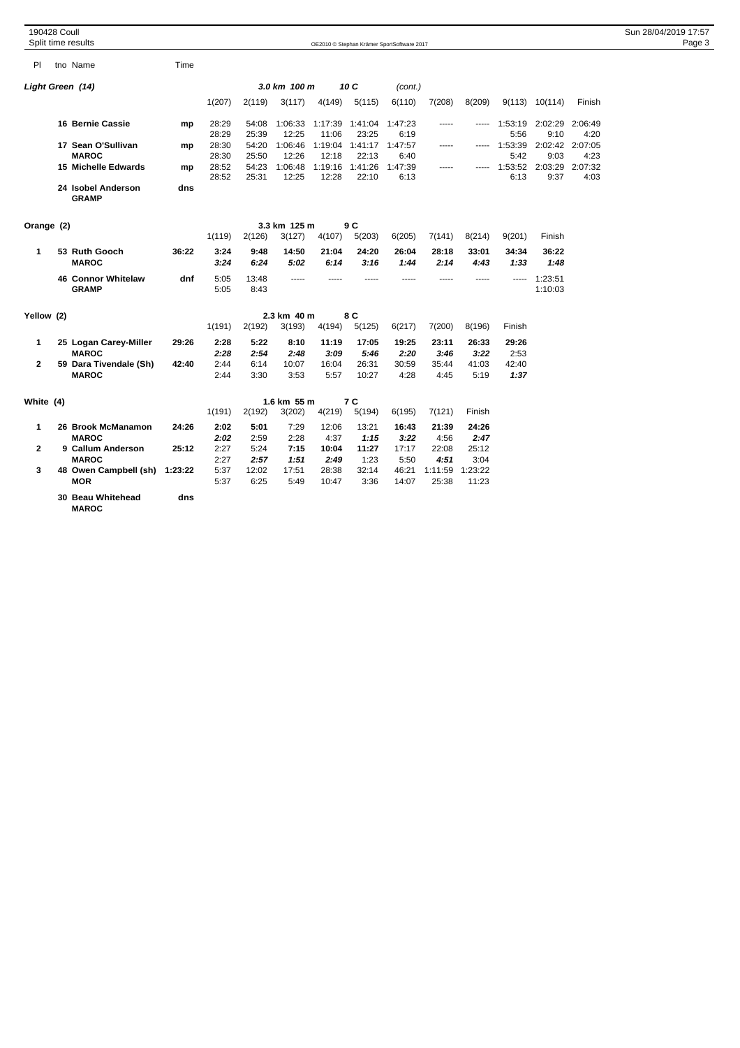## Light Green (14)

3.0 km 100 m 10 C (cont.)

| Pl | tno Name | Time | 1(207) | 2(119) | 3(117) | 4(149) | 5(115) | 6(110) | 7(208) | 8(209) | 9(113) | 10(114) | Finish |
|---|---|---|---|---|---|---|---|---|---|---|---|---|---|
| | 16 Bernie Cassie | mp | 28:29 | 54:08 | 1:06:33 | 1:17:39 | 1:41:04 | 1:47:23 | ----- | ----- | 1:53:19 | 2:02:29 | 2:06:49 |
| | | | 28:29 | 25:39 | 12:25 | 11:06 | 23:25 | 6:19 | | | 5:56 | 9:10 | 4:20 |
| | 17 Sean O'Sullivan MAROC | mp | 28:30 | 54:20 | 1:06:46 | 1:19:04 | 1:41:17 | 1:47:57 | ----- | ----- | 1:53:39 | 2:02:42 | 2:07:05 |
| | | | 28:30 | 25:50 | 12:26 | 12:18 | 22:13 | 6:40 | | | 5:42 | 9:03 | 4:23 |
| | 15 Michelle Edwards | mp | 28:52 | 54:23 | 1:06:48 | 1:19:16 | 1:41:26 | 1:47:39 | ----- | ----- | 1:53:52 | 2:03:29 | 2:07:32 |
| | | | 28:52 | 25:31 | 12:25 | 12:28 | 22:10 | 6:13 | | | 6:13 | 9:37 | 4:03 |
| | 24 Isobel Anderson GRAMP | dns | | | | | | | | | | | |

## Orange (2)

3.3 km 125 m 9 C

| Pl | tno Name | Time | 1(119) | 2(126) | 3(127) | 4(107) | 5(203) | 6(205) | 7(141) | 8(214) | 9(201) | Finish |
|---|---|---|---|---|---|---|---|---|---|---|---|---|
| 1 | 53 Ruth Gooch MAROC | 36:22 | 3:24 | 9:48 | 14:50 | 21:04 | 24:20 | 26:04 | 28:18 | 33:01 | 34:34 | 36:22 |
| | | | 3:24 | 6:24 | 5:02 | 6:14 | 3:16 | 1:44 | 2:14 | 4:43 | 1:33 | 1:48 |
| | 46 Connor Whitelaw GRAMP | dnf | 5:05 | 13:48 | ----- | ----- | ----- | ----- | ----- | ----- | ----- | 1:23:51 |
| | | | 5:05 | 8:43 | | | | | | | | 1:10:03 |

## Yellow (2)

2.3 km 40 m 8 C

| Pl | tno Name | Time | 1(191) | 2(192) | 3(193) | 4(194) | 5(125) | 6(217) | 7(200) | 8(196) | Finish |
|---|---|---|---|---|---|---|---|---|---|---|---|
| 1 | 25 Logan Carey-Miller MAROC | 29:26 | 2:28 | 5:22 | 8:10 | 11:19 | 17:05 | 19:25 | 23:11 | 26:33 | 29:26 |
| | | | 2:28 | 2:54 | 2:48 | 3:09 | 5:46 | 2:20 | 3:46 | 3:22 | 2:53 |
| 2 | 59 Dara Tivendale (Sh) MAROC | 42:40 | 2:44 | 6:14 | 10:07 | 16:04 | 26:31 | 30:59 | 35:44 | 41:03 | 42:40 |
| | | | 2:44 | 3:30 | 3:53 | 5:57 | 10:27 | 4:28 | 4:45 | 5:19 | 1:37 |

## White (4)

1.6 km 55 m 7 C

| Pl | tno Name | Time | 1(191) | 2(192) | 3(202) | 4(219) | 5(194) | 6(195) | 7(121) | Finish |
|---|---|---|---|---|---|---|---|---|---|---|
| 1 | 26 Brook McManamon MAROC | 24:26 | 2:02 | 5:01 | 7:29 | 12:06 | 13:21 | 16:43 | 21:39 | 24:26 |
| | | | 2:02 | 2:59 | 2:28 | 4:37 | 1:15 | 3:22 | 4:56 | 2:47 |
| 2 | 9 Callum Anderson MAROC | 25:12 | 2:27 | 5:24 | 7:15 | 10:04 | 11:27 | 17:17 | 22:08 | 25:12 |
| | | | 2:27 | 2:57 | 1:51 | 2:49 | 1:23 | 5:50 | 4:51 | 3:04 |
| 3 | 48 Owen Campbell (sh) MOR | 1:23:22 | 5:37 | 12:02 | 17:51 | 28:38 | 32:14 | 46:21 | 1:11:59 | 1:23:22 |
| | | | 5:37 | 6:25 | 5:49 | 10:47 | 3:36 | 14:07 | 25:38 | 11:23 |
| | 30 Beau Whitehead MAROC | dns | | | | | | | | |